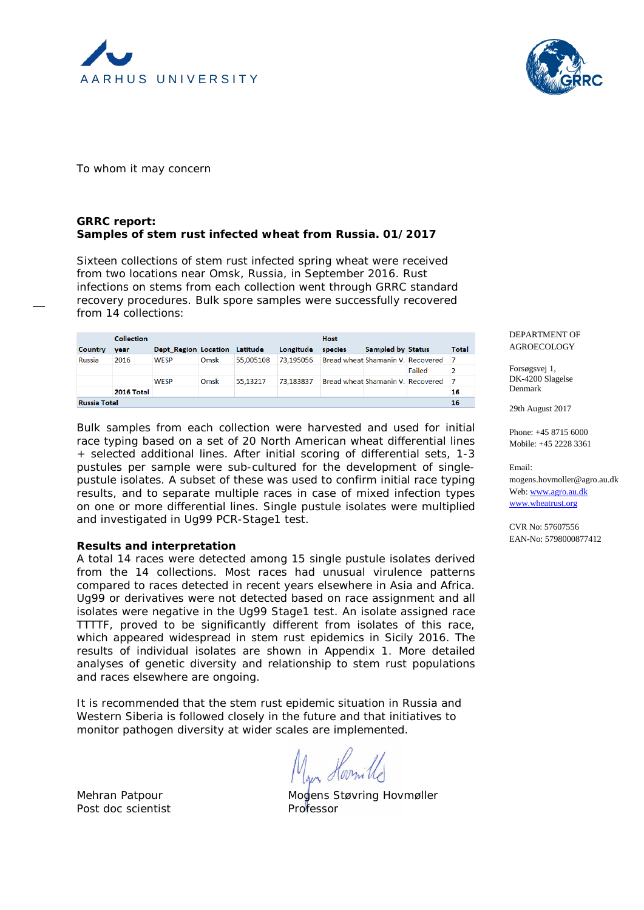AARHUS UNIVERSITY

To whom it may concern

**GRRC report:**
**Samples of stem rust infected wheat from Russia. 01/2017**

Sixteen collections of stem rust infected spring wheat were received from two locations near Omsk, Russia, in September 2016. Rust infections on stems from each collection went through GRRC standard recovery procedures. Bulk spore samples were successfully recovered from 14 collections:

| Country | Collection year | Dept_Region | Location | Latitude | Longitude | Host species | Sampled by | Status | Total |
|---|---|---|---|---|---|---|---|---|---|
| Russia | 2016 | WESP | Omsk | 55,005108 | 73,195056 | Bread wheat | Shamanin V. | Recovered | 7 |
| | | | | | | | | Failed | 2 |
| | | WESP | Omsk | 55,13217 | 73,183837 | Bread wheat | Shamanin V. | Recovered | 7 |
| | 2016 Total | | | | | | | | 16 |
| Russia Total | | | | | | | | | 16 |

Bulk samples from each collection were harvested and used for initial race typing based on a set of 20 North American wheat differential lines + selected additional lines. After initial scoring of differential sets, 1-3 pustules per sample were sub-cultured for the development of single-pustule isolates. A subset of these was used to confirm initial race typing results, and to separate multiple races in case of mixed infection types on one or more differential lines. Single pustule isolates were multiplied and investigated in Ug99 PCR-Stage1 test.

**Results and interpretation**

A total 14 races were detected among 15 single pustule isolates derived from the 14 collections. Most races had unusual virulence patterns compared to races detected in recent years elsewhere in Asia and Africa. Ug99 or derivatives were not detected based on race assignment and all isolates were negative in the Ug99 Stage1 test. An isolate assigned race TTTTF, proved to be significantly different from isolates of this race, which appeared widespread in stem rust epidemics in Sicily 2016. The results of individual isolates are shown in Appendix 1. More detailed analyses of genetic diversity and relationship to stem rust populations and races elsewhere are ongoing.

It is recommended that the stem rust epidemic situation in Russia and Western Siberia is followed closely in the future and that initiatives to monitor pathogen diversity at wider scales are implemented.

Mehran Patpour
Post doc scientist

Mogens Støvring Hovmøller
Professor

DEPARTMENT OF AGROECOLOGY

Forsøgsvej 1,
DK-4200 Slagelse
Denmark

29th August 2017

Phone: +45 8715 6000
Mobile: +45 2228 3361

Email:
mogens.hovmoller@agro.au.dk
Web: www.agro.au.dk
www.wheatrust.org

CVR No: 57607556
EAN-No: 5798000877412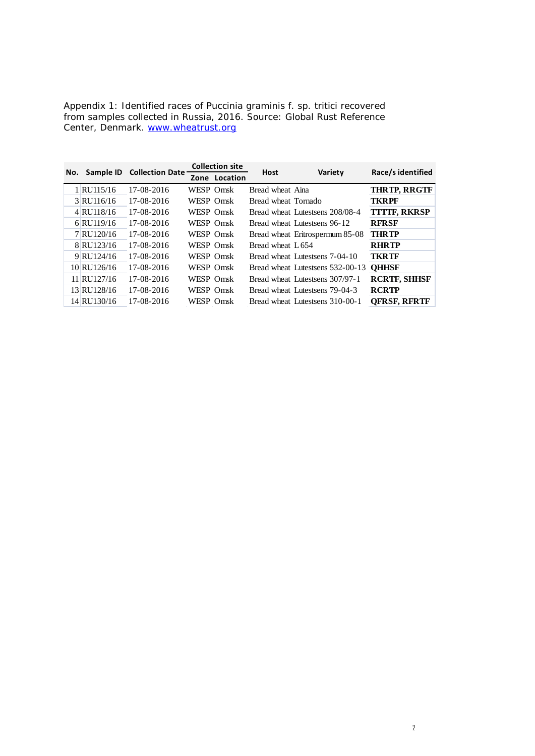Appendix 1: Identified races of Puccinia graminis f. sp. tritici recovered from samples collected in Russia, 2016. Source: Global Rust Reference Center, Denmark. [www.wheatrust.org](http://www.wheatrust.org)

| No. | Sample ID | Collection Date | Collection site | | Host | Variety | Race/s identified |
|---|---|---|---|---|---|---|---|
| | | | Zone | Location | | | |
| 1 | RU115/16 | 17-08-2016 | WESP | Omsk | Bread wheat | Aina | **THRTP, RRGTF** |
| 3 | RU116/16 | 17-08-2016 | WESP | Omsk | Bread wheat | Tornado | **TKRPF** |
| 4 | RU118/16 | 17-08-2016 | WESP | Omsk | Bread wheat | Lutestsens 208/08-4 | **TTTTF, RKRSP** |
| 6 | RU119/16 | 17-08-2016 | WESP | Omsk | Bread wheat | Lutestsens 96-12 | **RFRSF** |
| 7 | RU120/16 | 17-08-2016 | WESP | Omsk | Bread wheat | Eritrospermum 85-08 | **THRTP** |
| 8 | RU123/16 | 17-08-2016 | WESP | Omsk | Bread wheat | L 654 | **RHRTP** |
| 9 | RU124/16 | 17-08-2016 | WESP | Omsk | Bread wheat | Lutestsens 7-04-10 | **TKRTF** |
| 10 | RU126/16 | 17-08-2016 | WESP | Omsk | Bread wheat | Lutestsens 532-00-13 | **QHHSF** |
| 11 | RU127/16 | 17-08-2016 | WESP | Omsk | Bread wheat | Lutestsens 307/97-1 | **RCRTF, SHHSF** |
| 13 | RU128/16 | 17-08-2016 | WESP | Omsk | Bread wheat | Lutestsens 79-04-3 | **RCRTP** |
| 14 | RU130/16 | 17-08-2016 | WESP | Omsk | Bread wheat | Lutestsens 310-00-1 | **QFRSF, RFRTF** |